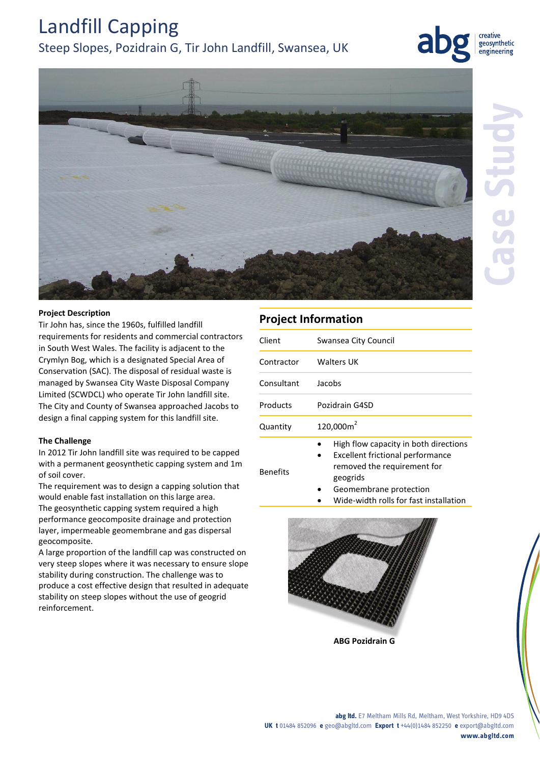# Landfill Capping

## Steep Slopes, Pozidrain G, Tir John Landfill, Swansea, UK

**Project Description**

Tir John has, since the 1960s, fulfilled landfill requirements for residents and commercial contractors in South West Wales. The facility is adjacent to the Crymlyn Bog, which is a designated Special Area of Conservation (SAC). The disposal of residual waste is managed by Swansea City Waste Disposal Company Limited (SCWDCL) who operate Tir John landfill site. The City and County of Swansea approached Jacobs to design a final capping system for this landfill site.

**The Challenge**

In 2012 Tir John landfill site was required to be capped with a permanent geosynthetic capping system and 1m of soil cover.

The requirement was to design a capping solution that would enable fast installation on this large area.

The geosynthetic capping system required a high performance geocomposite drainage and protection layer, impermeable geomembrane and gas dispersal geocomposite.

A large proportion of the landfill cap was constructed on very steep slopes where it was necessary to ensure slope stability during construction. The challenge was to produce a cost effective design that resulted in adequate stability on steep slopes without the use of geogrid reinforcement.

## Project Information

| | |
|---|---|
| Client | Swansea City Council |
| Contractor | Walters UK |
| Consultant | Jacobs |
| Products | Pozidrain G4SD |
| Quantity | 120,000m$^2$ |
| Benefits | • High flow capacity in both directions<br>• Excellent frictional performance removed the requirement for geogrids<br>• Geomembrane protection<br>• Wide-width rolls for fast installation |

**ABG Pozidrain G**

**abg ltd.** E7 Meltham Mills Rd, Meltham, West Yorkshire, HD9 4DS
**UK t** 01484 852096 **e** geo@abgltd.com **Export t** +44(0)1484 852250 **e** export@abgltd.com
**www.abgltd.com**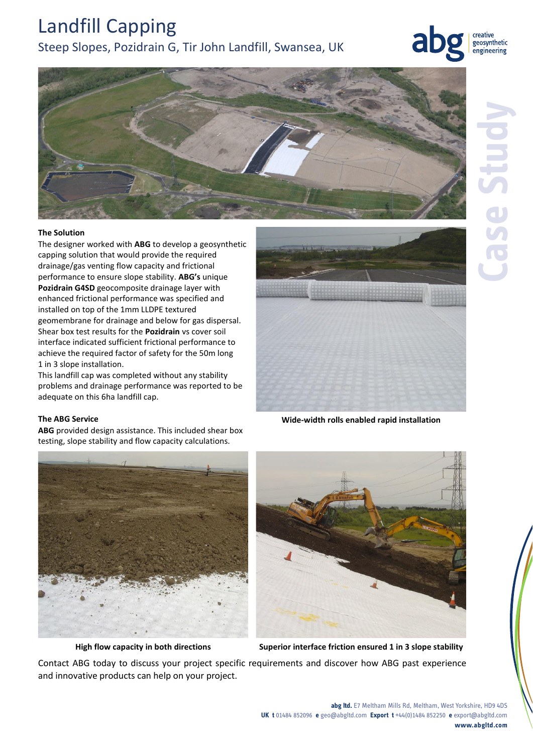# Landfill Capping

## Steep Slopes, Pozidrain G, Tir John Landfill, Swansea, UK

creative geosynthetic engineering

Case Study

### The Solution

The designer worked with **ABG** to develop a geosynthetic capping solution that would provide the required drainage/gas venting flow capacity and frictional performance to ensure slope stability. **ABG's** unique **Pozidrain G4SD** geocomposite drainage layer with enhanced frictional performance was specified and installed on top of the 1mm LLDPE textured geomembrane for drainage and below for gas dispersal. Shear box test results for the **Pozidrain** vs cover soil interface indicated sufficient frictional performance to achieve the required factor of safety for the 50m long 1 in 3 slope installation.

This landfill cap was completed without any stability problems and drainage performance was reported to be adequate on this 6ha landfill cap.

**Wide-width rolls enabled rapid installation**

### The ABG Service

**ABG** provided design assistance. This included shear box testing, slope stability and flow capacity calculations.

**High flow capacity in both directions**

**Superior interface friction ensured 1 in 3 slope stability**

Contact ABG today to discuss your project specific requirements and discover how ABG past experience and innovative products can help on your project.

**abg ltd.** E7 Meltham Mills Rd, Meltham, West Yorkshire, HD9 4DS
**UK t** 01484 852096 **e** geo@abgltd.com **Export t** +44(0)1484 852250 **e** export@abgltd.com
**www.abgltd.com**